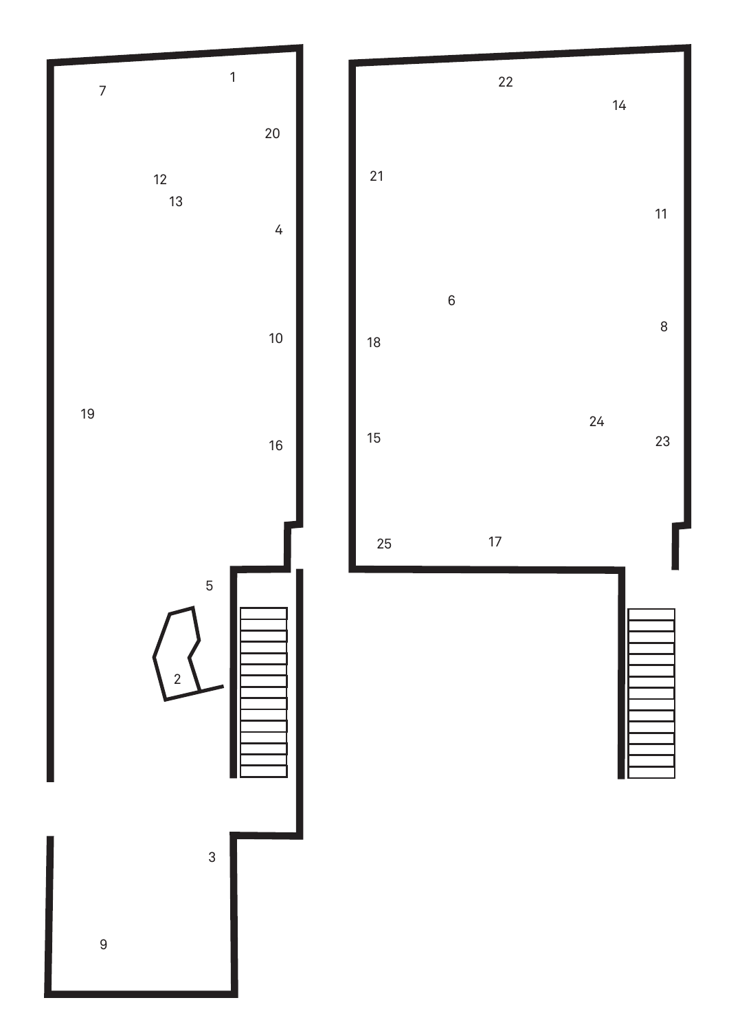7 1

20

12

13

4

10

19

16

5

2

3

9

22

14

21

11

6

8

18

24

15

23

25 17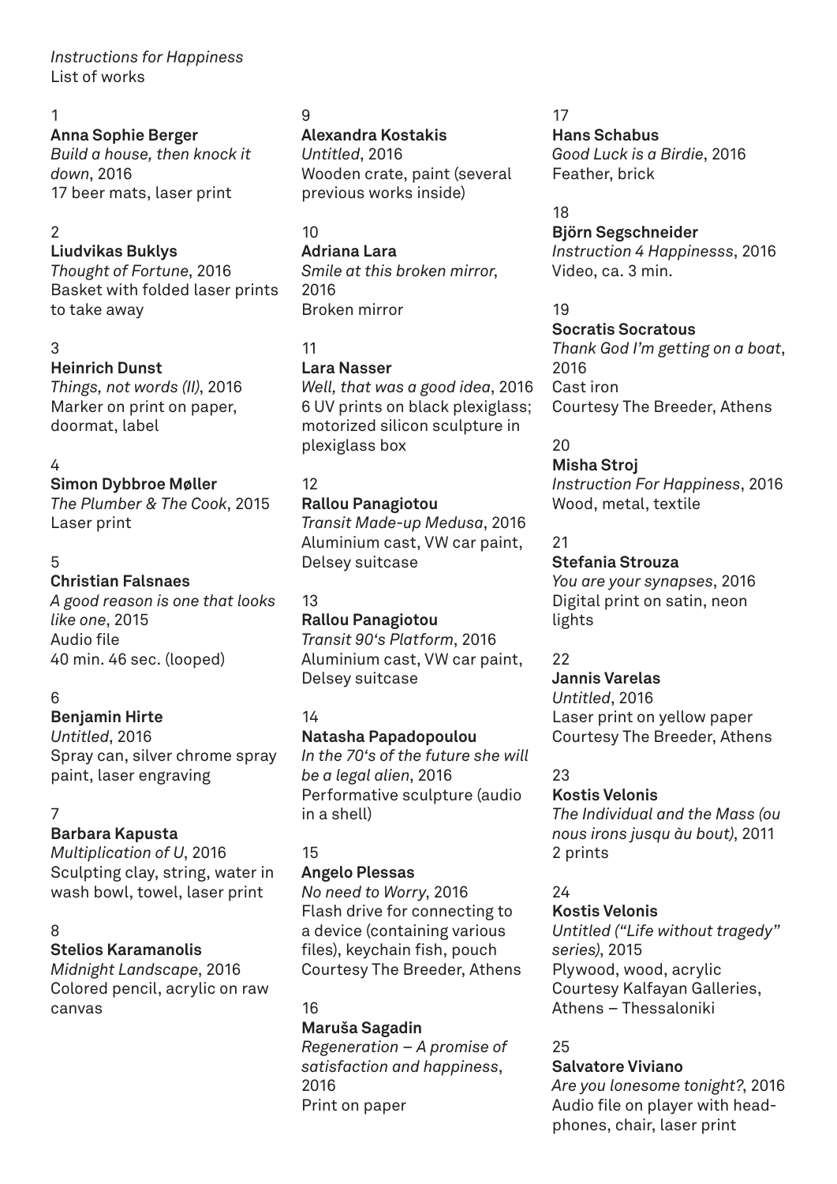*Instructions for Happiness*
List of works

1
**Anna Sophie Berger**
*Build a house, then knock it down*, 2016
17 beer mats, laser print

2
**Liudvikas Buklys**
*Thought of Fortune*, 2016
Basket with folded laser prints to take away

3
**Heinrich Dunst**
*Things, not words (II)*, 2016
Marker on print on paper, doormat, label

4
**Simon Dybbroe Møller**
*The Plumber & The Cook*, 2015
Laser print

5
**Christian Falsnaes**
*A good reason is one that looks like one*, 2015
Audio file
40 min. 46 sec. (looped)

6
**Benjamin Hirte**
*Untitled*, 2016
Spray can, silver chrome spray paint, laser engraving

7
**Barbara Kapusta**
*Multiplication of U*, 2016
Sculpting clay, string, water in wash bowl, towel, laser print

8
**Stelios Karamanolis**
*Midnight Landscape*, 2016
Colored pencil, acrylic on raw canvas

9
**Alexandra Kostakis**
*Untitled*, 2016
Wooden crate, paint (several previous works inside)

10
**Adriana Lara**
*Smile at this broken mirror*, 2016
Broken mirror

11
**Lara Nasser**
*Well, that was a good idea*, 2016
6 UV prints on black plexiglass; motorized silicon sculpture in plexiglass box

12
**Rallou Panagiotou**
*Transit Made-up Medusa*, 2016
Aluminium cast, VW car paint, Delsey suitcase

13
**Rallou Panagiotou**
*Transit 90's Platform*, 2016
Aluminium cast, VW car paint, Delsey suitcase

14
**Natasha Papadopoulou**
*In the 70's of the future she will be a legal alien*, 2016
Performative sculpture (audio in a shell)

15
**Angelo Plessas**
*No need to Worry*, 2016
Flash drive for connecting to a device (containing various files), keychain fish, pouch
Courtesy The Breeder, Athens

16
**Maruša Sagadin**
*Regeneration – A promise of satisfaction and happiness*, 2016
Print on paper

17
**Hans Schabus**
*Good Luck is a Birdie*, 2016
Feather, brick

18
**Björn Segschneider**
*Instruction 4 Happinesss*, 2016
Video, ca. 3 min.

19
**Socratis Socratous**
*Thank God I'm getting on a boat*, 2016
Cast iron
Courtesy The Breeder, Athens

20
**Misha Stroj**
*Instruction For Happiness*, 2016
Wood, metal, textile

21
**Stefania Strouza**
*You are your synapses*, 2016
Digital print on satin, neon lights

22
**Jannis Varelas**
*Untitled*, 2016
Laser print on yellow paper
Courtesy The Breeder, Athens

23
**Kostis Velonis**
*The Individual and the Mass (ou nous irons jusqu àu bout)*, 2011
2 prints

24
**Kostis Velonis**
*Untitled ("Life without tragedy" series)*, 2015
Plywood, wood, acrylic
Courtesy Kalfayan Galleries, Athens – Thessaloniki

25
**Salvatore Viviano**
*Are you lonesome tonight?*, 2016
Audio file on player with headphones, chair, laser print